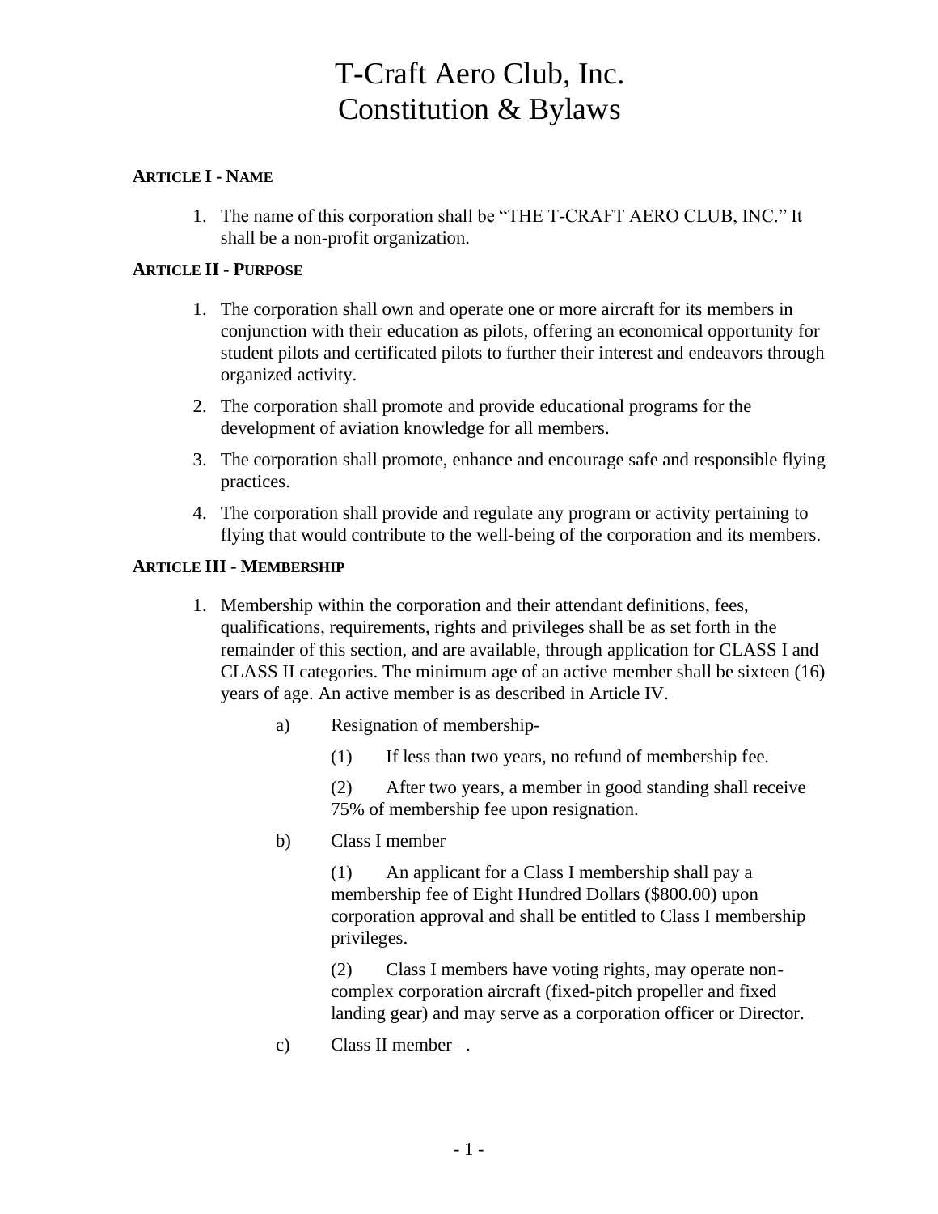# T-Craft Aero Club, Inc.
# Constitution & Bylaws

### ARTICLE I - NAME

1. The name of this corporation shall be "THE T-CRAFT AERO CLUB, INC." It shall be a non-profit organization.

### ARTICLE II - PURPOSE

1. The corporation shall own and operate one or more aircraft for its members in conjunction with their education as pilots, offering an economical opportunity for student pilots and certificated pilots to further their interest and endeavors through organized activity.
2. The corporation shall promote and provide educational programs for the development of aviation knowledge for all members.
3. The corporation shall promote, enhance and encourage safe and responsible flying practices.
4. The corporation shall provide and regulate any program or activity pertaining to flying that would contribute to the well-being of the corporation and its members.

### ARTICLE III - MEMBERSHIP

1. Membership within the corporation and their attendant definitions, fees, qualifications, requirements, rights and privileges shall be as set forth in the remainder of this section, and are available, through application for CLASS I and CLASS II categories. The minimum age of an active member shall be sixteen (16) years of age. An active member is as described in Article IV.

   a) Resignation of membership-

      (1) If less than two years, no refund of membership fee.

      (2) After two years, a member in good standing shall receive 75% of membership fee upon resignation.

   b) Class I member

      (1) An applicant for a Class I membership shall pay a membership fee of Eight Hundred Dollars ($800.00) upon corporation approval and shall be entitled to Class I membership privileges.

      (2) Class I members have voting rights, may operate non-complex corporation aircraft (fixed-pitch propeller and fixed landing gear) and may serve as a corporation officer or Director.

   c) Class II member –.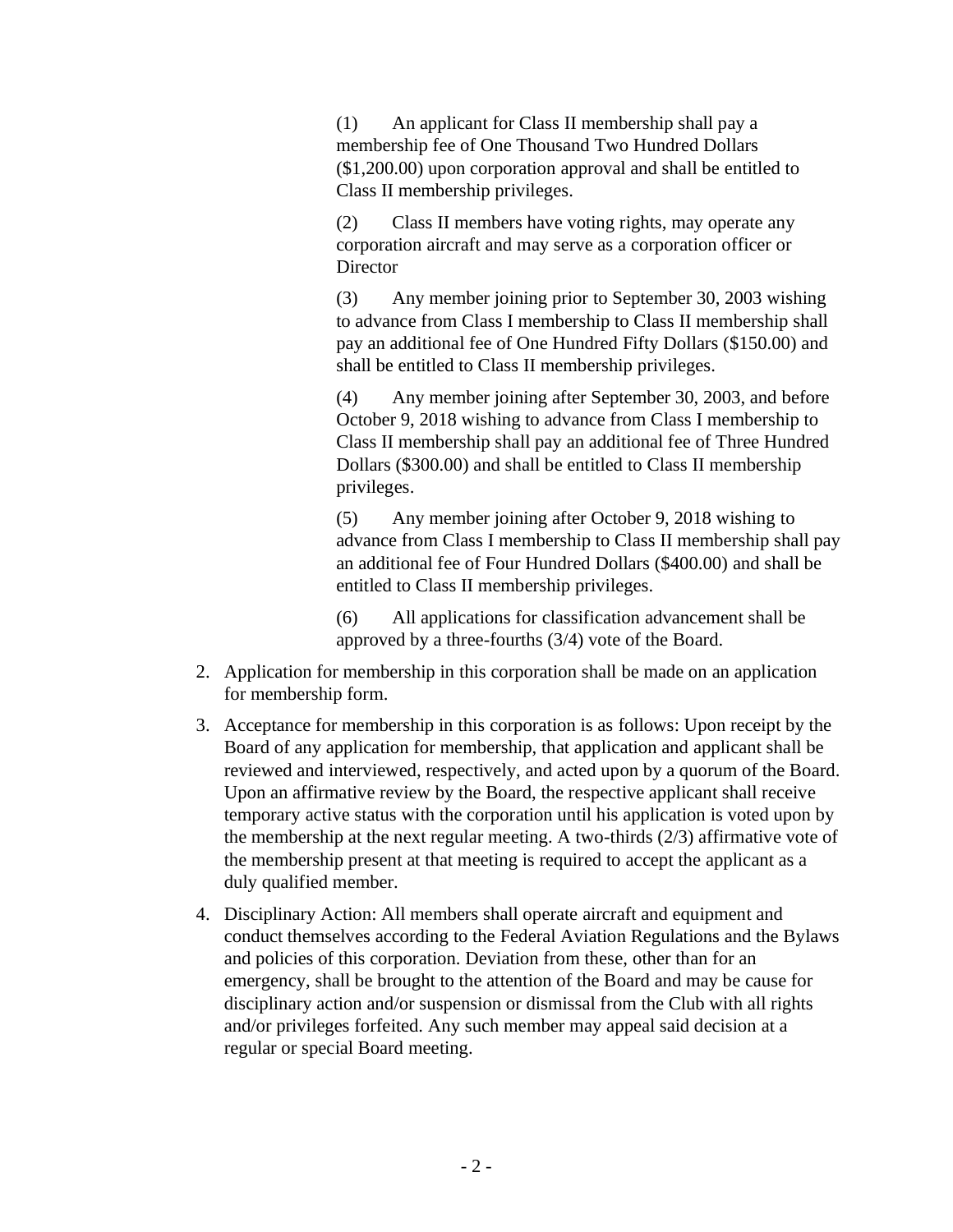(1) An applicant for Class II membership shall pay a membership fee of One Thousand Two Hundred Dollars ($1,200.00) upon corporation approval and shall be entitled to Class II membership privileges.

(2) Class II members have voting rights, may operate any corporation aircraft and may serve as a corporation officer or Director

(3) Any member joining prior to September 30, 2003 wishing to advance from Class I membership to Class II membership shall pay an additional fee of One Hundred Fifty Dollars ($150.00) and shall be entitled to Class II membership privileges.

(4) Any member joining after September 30, 2003, and before October 9, 2018 wishing to advance from Class I membership to Class II membership shall pay an additional fee of Three Hundred Dollars ($300.00) and shall be entitled to Class II membership privileges.

(5) Any member joining after October 9, 2018 wishing to advance from Class I membership to Class II membership shall pay an additional fee of Four Hundred Dollars ($400.00) and shall be entitled to Class II membership privileges.

(6) All applications for classification advancement shall be approved by a three-fourths (3/4) vote of the Board.

2. Application for membership in this corporation shall be made on an application for membership form.

3. Acceptance for membership in this corporation is as follows: Upon receipt by the Board of any application for membership, that application and applicant shall be reviewed and interviewed, respectively, and acted upon by a quorum of the Board. Upon an affirmative review by the Board, the respective applicant shall receive temporary active status with the corporation until his application is voted upon by the membership at the next regular meeting. A two-thirds (2/3) affirmative vote of the membership present at that meeting is required to accept the applicant as a duly qualified member.

4. Disciplinary Action: All members shall operate aircraft and equipment and conduct themselves according to the Federal Aviation Regulations and the Bylaws and policies of this corporation. Deviation from these, other than for an emergency, shall be brought to the attention of the Board and may be cause for disciplinary action and/or suspension or dismissal from the Club with all rights and/or privileges forfeited. Any such member may appeal said decision at a regular or special Board meeting.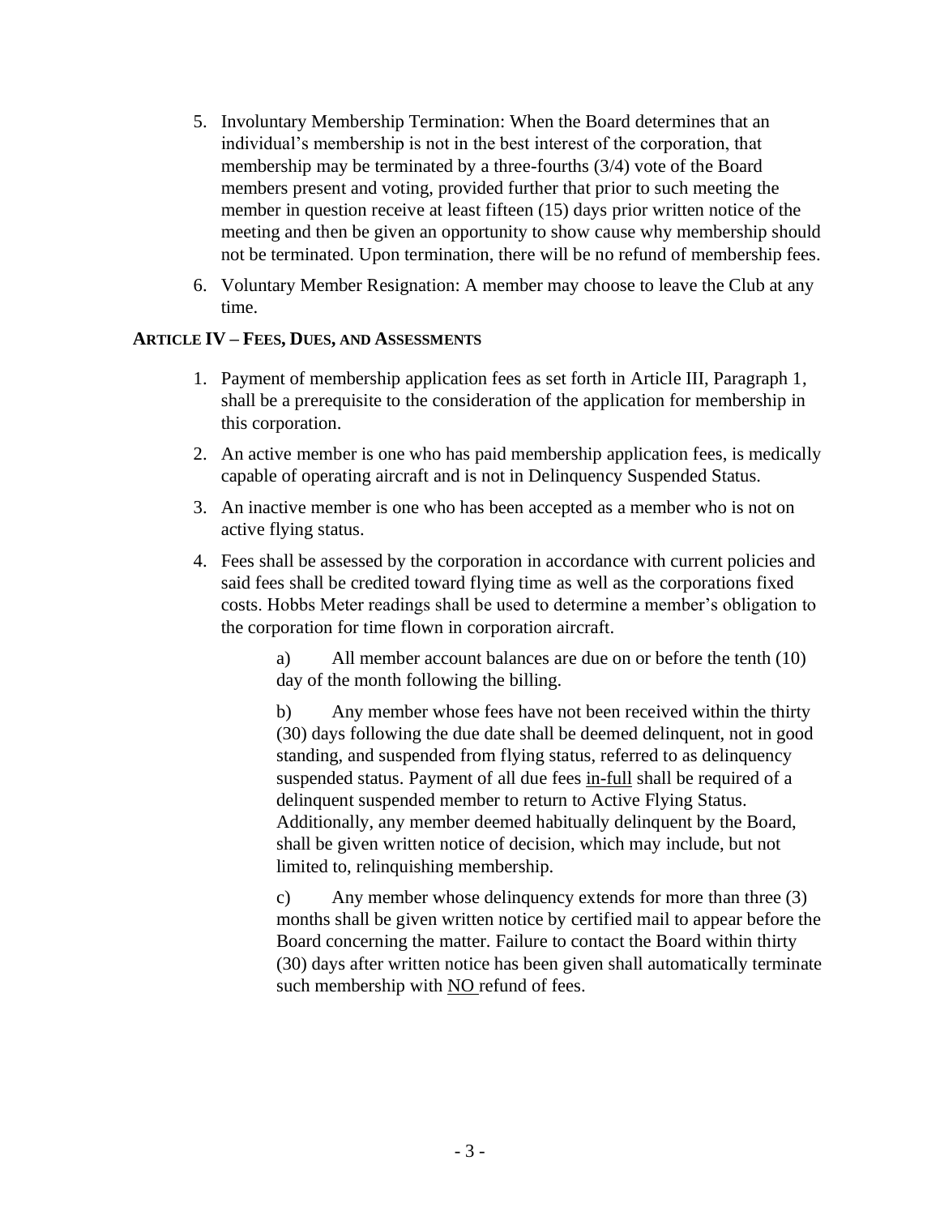5. Involuntary Membership Termination: When the Board determines that an individual's membership is not in the best interest of the corporation, that membership may be terminated by a three-fourths (3/4) vote of the Board members present and voting, provided further that prior to such meeting the member in question receive at least fifteen (15) days prior written notice of the meeting and then be given an opportunity to show cause why membership should not be terminated. Upon termination, there will be no refund of membership fees.

6. Voluntary Member Resignation: A member may choose to leave the Club at any time.

### ARTICLE IV – FEES, DUES, AND ASSESSMENTS

1. Payment of membership application fees as set forth in Article III, Paragraph 1, shall be a prerequisite to the consideration of the application for membership in this corporation.

2. An active member is one who has paid membership application fees, is medically capable of operating aircraft and is not in Delinquency Suspended Status.

3. An inactive member is one who has been accepted as a member who is not on active flying status.

4. Fees shall be assessed by the corporation in accordance with current policies and said fees shall be credited toward flying time as well as the corporations fixed costs. Hobbs Meter readings shall be used to determine a member's obligation to the corporation for time flown in corporation aircraft.

   a) All member account balances are due on or before the tenth (10) day of the month following the billing.

   b) Any member whose fees have not been received within the thirty (30) days following the due date shall be deemed delinquent, not in good standing, and suspended from flying status, referred to as delinquency suspended status. Payment of all due fees <u>in-full</u> shall be required of a delinquent suspended member to return to Active Flying Status. Additionally, any member deemed habitually delinquent by the Board, shall be given written notice of decision, which may include, but not limited to, relinquishing membership.

   c) Any member whose delinquency extends for more than three (3) months shall be given written notice by certified mail to appear before the Board concerning the matter. Failure to contact the Board within thirty (30) days after written notice has been given shall automatically terminate such membership with <u>NO</u> refund of fees.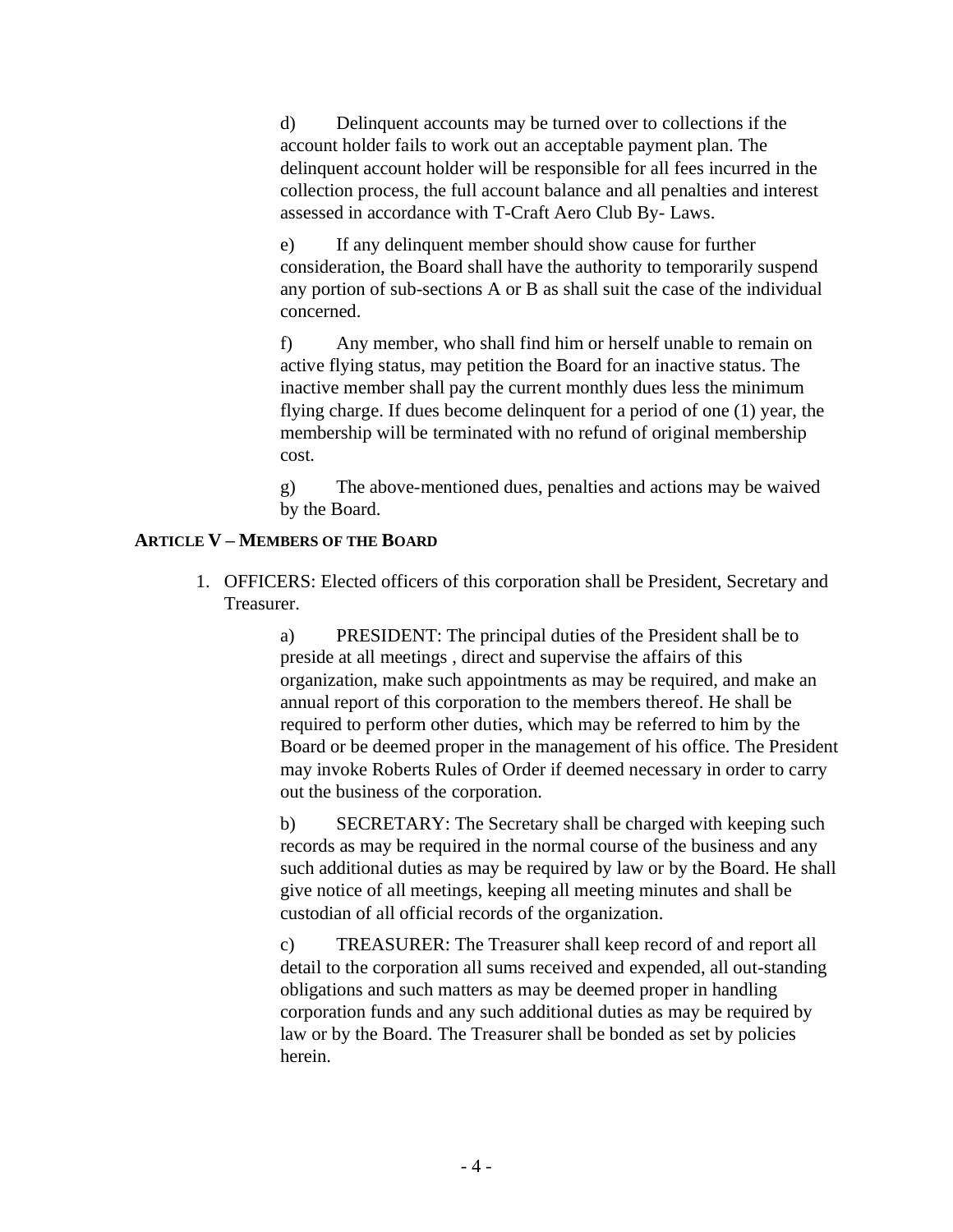d) Delinquent accounts may be turned over to collections if the account holder fails to work out an acceptable payment plan. The delinquent account holder will be responsible for all fees incurred in the collection process, the full account balance and all penalties and interest assessed in accordance with T-Craft Aero Club By- Laws.

e) If any delinquent member should show cause for further consideration, the Board shall have the authority to temporarily suspend any portion of sub-sections A or B as shall suit the case of the individual concerned.

f) Any member, who shall find him or herself unable to remain on active flying status, may petition the Board for an inactive status. The inactive member shall pay the current monthly dues less the minimum flying charge. If dues become delinquent for a period of one (1) year, the membership will be terminated with no refund of original membership cost.

g) The above-mentioned dues, penalties and actions may be waived by the Board.

**ARTICLE V – MEMBERS OF THE BOARD**

1. OFFICERS: Elected officers of this corporation shall be President, Secretary and Treasurer.

   a) PRESIDENT: The principal duties of the President shall be to preside at all meetings , direct and supervise the affairs of this organization, make such appointments as may be required, and make an annual report of this corporation to the members thereof. He shall be required to perform other duties, which may be referred to him by the Board or be deemed proper in the management of his office. The President may invoke Roberts Rules of Order if deemed necessary in order to carry out the business of the corporation.

   b) SECRETARY: The Secretary shall be charged with keeping such records as may be required in the normal course of the business and any such additional duties as may be required by law or by the Board. He shall give notice of all meetings, keeping all meeting minutes and shall be custodian of all official records of the organization.

   c) TREASURER: The Treasurer shall keep record of and report all detail to the corporation all sums received and expended, all out-standing obligations and such matters as may be deemed proper in handling corporation funds and any such additional duties as may be required by law or by the Board. The Treasurer shall be bonded as set by policies herein.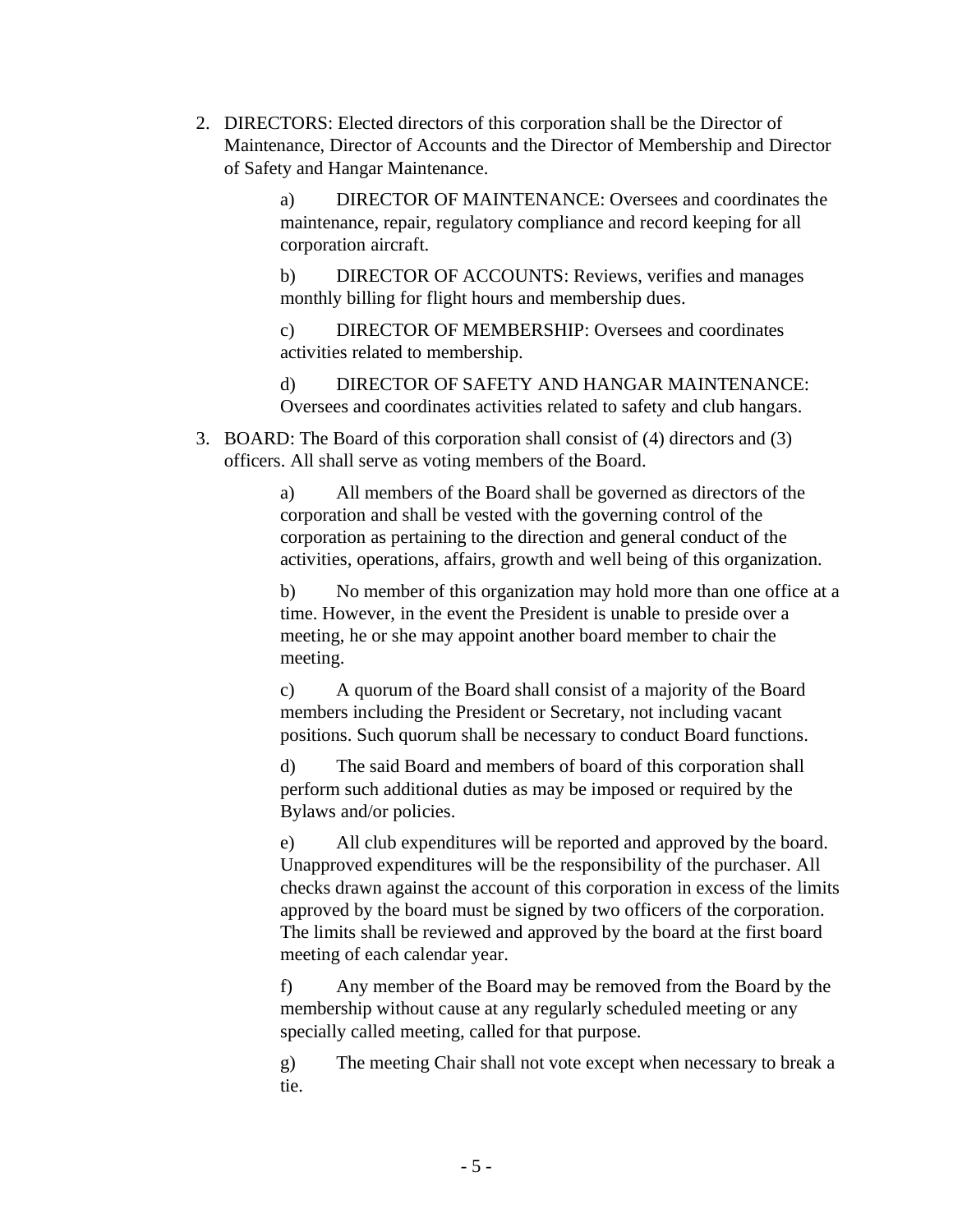2. DIRECTORS: Elected directors of this corporation shall be the Director of Maintenance, Director of Accounts and the Director of Membership and Director of Safety and Hangar Maintenance.

   a) DIRECTOR OF MAINTENANCE: Oversees and coordinates the maintenance, repair, regulatory compliance and record keeping for all corporation aircraft.

   b) DIRECTOR OF ACCOUNTS: Reviews, verifies and manages monthly billing for flight hours and membership dues.

   c) DIRECTOR OF MEMBERSHIP: Oversees and coordinates activities related to membership.

   d) DIRECTOR OF SAFETY AND HANGAR MAINTENANCE: Oversees and coordinates activities related to safety and club hangars.

3. BOARD: The Board of this corporation shall consist of (4) directors and (3) officers. All shall serve as voting members of the Board.

   a) All members of the Board shall be governed as directors of the corporation and shall be vested with the governing control of the corporation as pertaining to the direction and general conduct of the activities, operations, affairs, growth and well being of this organization.

   b) No member of this organization may hold more than one office at a time. However, in the event the President is unable to preside over a meeting, he or she may appoint another board member to chair the meeting.

   c) A quorum of the Board shall consist of a majority of the Board members including the President or Secretary, not including vacant positions. Such quorum shall be necessary to conduct Board functions.

   d) The said Board and members of board of this corporation shall perform such additional duties as may be imposed or required by the Bylaws and/or policies.

   e) All club expenditures will be reported and approved by the board. Unapproved expenditures will be the responsibility of the purchaser. All checks drawn against the account of this corporation in excess of the limits approved by the board must be signed by two officers of the corporation. The limits shall be reviewed and approved by the board at the first board meeting of each calendar year.

   f) Any member of the Board may be removed from the Board by the membership without cause at any regularly scheduled meeting or any specially called meeting, called for that purpose.

   g) The meeting Chair shall not vote except when necessary to break a tie.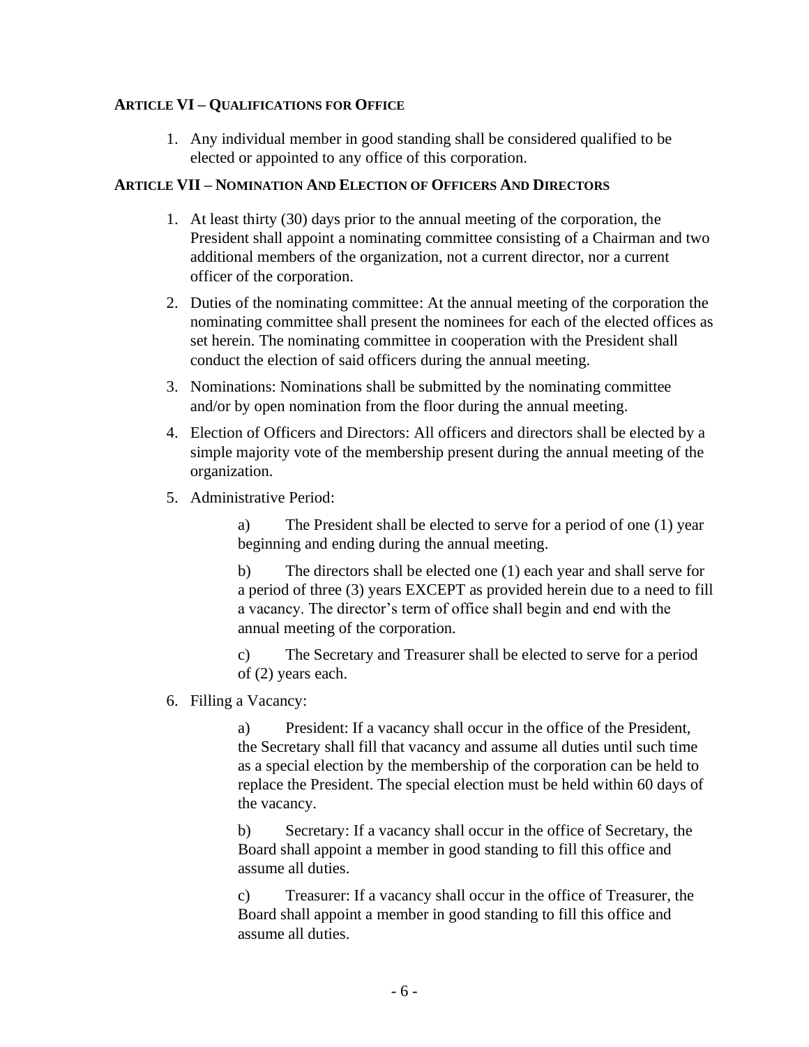### ARTICLE VI – QUALIFICATIONS FOR OFFICE

1. Any individual member in good standing shall be considered qualified to be elected or appointed to any office of this corporation.

### ARTICLE VII – NOMINATION AND ELECTION OF OFFICERS AND DIRECTORS

1. At least thirty (30) days prior to the annual meeting of the corporation, the President shall appoint a nominating committee consisting of a Chairman and two additional members of the organization, not a current director, nor a current officer of the corporation.

2. Duties of the nominating committee: At the annual meeting of the corporation the nominating committee shall present the nominees for each of the elected offices as set herein. The nominating committee in cooperation with the President shall conduct the election of said officers during the annual meeting.

3. Nominations: Nominations shall be submitted by the nominating committee and/or by open nomination from the floor during the annual meeting.

4. Election of Officers and Directors: All officers and directors shall be elected by a simple majority vote of the membership present during the annual meeting of the organization.

5. Administrative Period:

   a) The President shall be elected to serve for a period of one (1) year beginning and ending during the annual meeting.

   b) The directors shall be elected one (1) each year and shall serve for a period of three (3) years EXCEPT as provided herein due to a need to fill a vacancy. The director's term of office shall begin and end with the annual meeting of the corporation.

   c) The Secretary and Treasurer shall be elected to serve for a period of (2) years each.

6. Filling a Vacancy:

   a) President: If a vacancy shall occur in the office of the President, the Secretary shall fill that vacancy and assume all duties until such time as a special election by the membership of the corporation can be held to replace the President. The special election must be held within 60 days of the vacancy.

   b) Secretary: If a vacancy shall occur in the office of Secretary, the Board shall appoint a member in good standing to fill this office and assume all duties.

   c) Treasurer: If a vacancy shall occur in the office of Treasurer, the Board shall appoint a member in good standing to fill this office and assume all duties.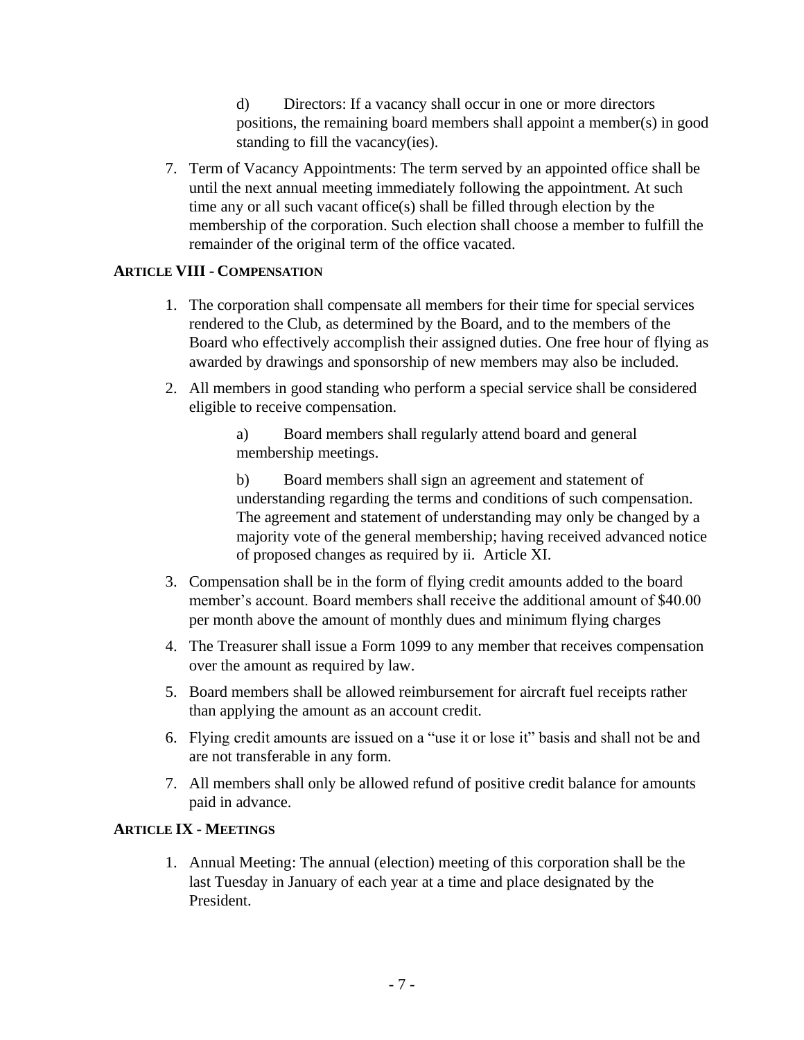d) Directors: If a vacancy shall occur in one or more directors positions, the remaining board members shall appoint a member(s) in good standing to fill the vacancy(ies).

7. Term of Vacancy Appointments: The term served by an appointed office shall be until the next annual meeting immediately following the appointment. At such time any or all such vacant office(s) shall be filled through election by the membership of the corporation. Such election shall choose a member to fulfill the remainder of the original term of the office vacated.

## ARTICLE VIII - COMPENSATION

1. The corporation shall compensate all members for their time for special services rendered to the Club, as determined by the Board, and to the members of the Board who effectively accomplish their assigned duties. One free hour of flying as awarded by drawings and sponsorship of new members may also be included.

2. All members in good standing who perform a special service shall be considered eligible to receive compensation.

   a) Board members shall regularly attend board and general membership meetings.

   b) Board members shall sign an agreement and statement of understanding regarding the terms and conditions of such compensation. The agreement and statement of understanding may only be changed by a majority vote of the general membership; having received advanced notice of proposed changes as required by ii. Article XI.

3. Compensation shall be in the form of flying credit amounts added to the board member's account. Board members shall receive the additional amount of $40.00 per month above the amount of monthly dues and minimum flying charges

4. The Treasurer shall issue a Form 1099 to any member that receives compensation over the amount as required by law.

5. Board members shall be allowed reimbursement for aircraft fuel receipts rather than applying the amount as an account credit.

6. Flying credit amounts are issued on a "use it or lose it" basis and shall not be and are not transferable in any form.

7. All members shall only be allowed refund of positive credit balance for amounts paid in advance.

## ARTICLE IX - MEETINGS

1. Annual Meeting: The annual (election) meeting of this corporation shall be the last Tuesday in January of each year at a time and place designated by the President.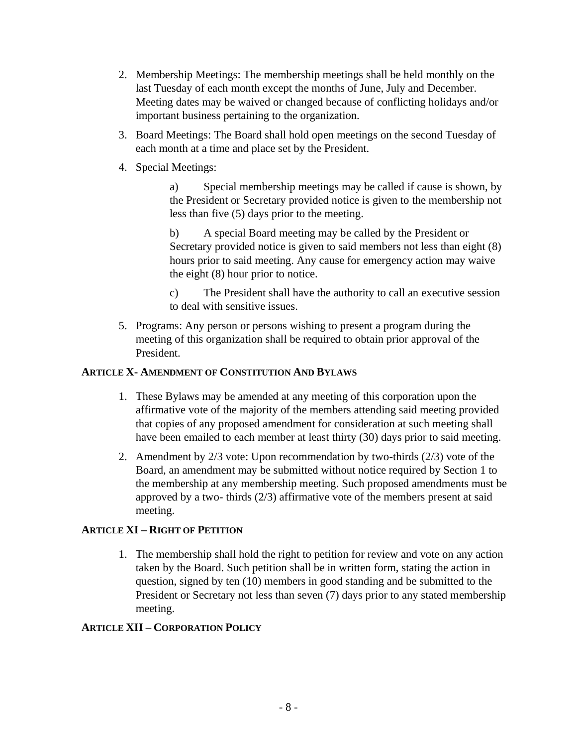2. Membership Meetings: The membership meetings shall be held monthly on the last Tuesday of each month except the months of June, July and December. Meeting dates may be waived or changed because of conflicting holidays and/or important business pertaining to the organization.

3. Board Meetings: The Board shall hold open meetings on the second Tuesday of each month at a time and place set by the President.

4. Special Meetings:

   a) Special membership meetings may be called if cause is shown, by the President or Secretary provided notice is given to the membership not less than five (5) days prior to the meeting.

   b) A special Board meeting may be called by the President or Secretary provided notice is given to said members not less than eight (8) hours prior to said meeting. Any cause for emergency action may waive the eight (8) hour prior to notice.

   c) The President shall have the authority to call an executive session to deal with sensitive issues.

5. Programs: Any person or persons wishing to present a program during the meeting of this organization shall be required to obtain prior approval of the President.

### ARTICLE X- AMENDMENT OF CONSTITUTION AND BYLAWS

1. These Bylaws may be amended at any meeting of this corporation upon the affirmative vote of the majority of the members attending said meeting provided that copies of any proposed amendment for consideration at such meeting shall have been emailed to each member at least thirty (30) days prior to said meeting.

2. Amendment by 2/3 vote: Upon recommendation by two-thirds (2/3) vote of the Board, an amendment may be submitted without notice required by Section 1 to the membership at any membership meeting. Such proposed amendments must be approved by a two- thirds (2/3) affirmative vote of the members present at said meeting.

### ARTICLE XI – RIGHT OF PETITION

1. The membership shall hold the right to petition for review and vote on any action taken by the Board. Such petition shall be in written form, stating the action in question, signed by ten (10) members in good standing and be submitted to the President or Secretary not less than seven (7) days prior to any stated membership meeting.

### ARTICLE XII – CORPORATION POLICY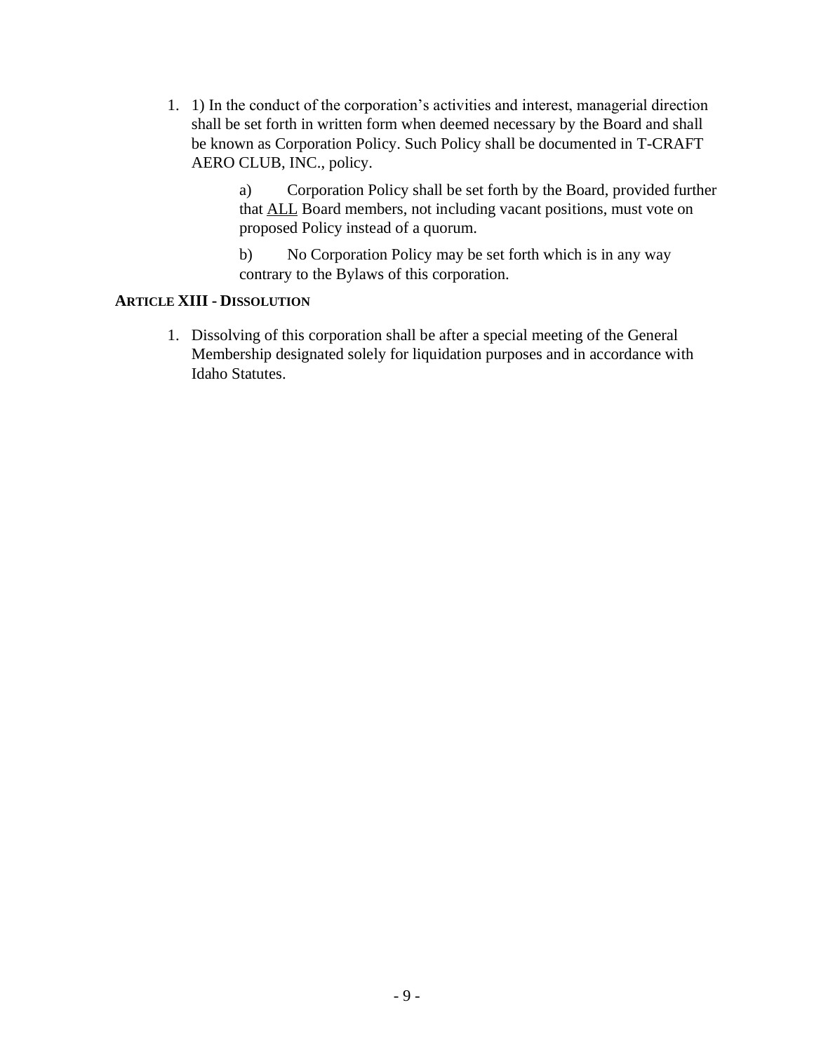1. 1) In the conduct of the corporation's activities and interest, managerial direction shall be set forth in written form when deemed necessary by the Board and shall be known as Corporation Policy. Such Policy shall be documented in T-CRAFT AERO CLUB, INC., policy.

   a) Corporation Policy shall be set forth by the Board, provided further that ALL Board members, not including vacant positions, must vote on proposed Policy instead of a quorum.

   b) No Corporation Policy may be set forth which is in any way contrary to the Bylaws of this corporation.

**ARTICLE XIII - DISSOLUTION**

1. Dissolving of this corporation shall be after a special meeting of the General Membership designated solely for liquidation purposes and in accordance with Idaho Statutes.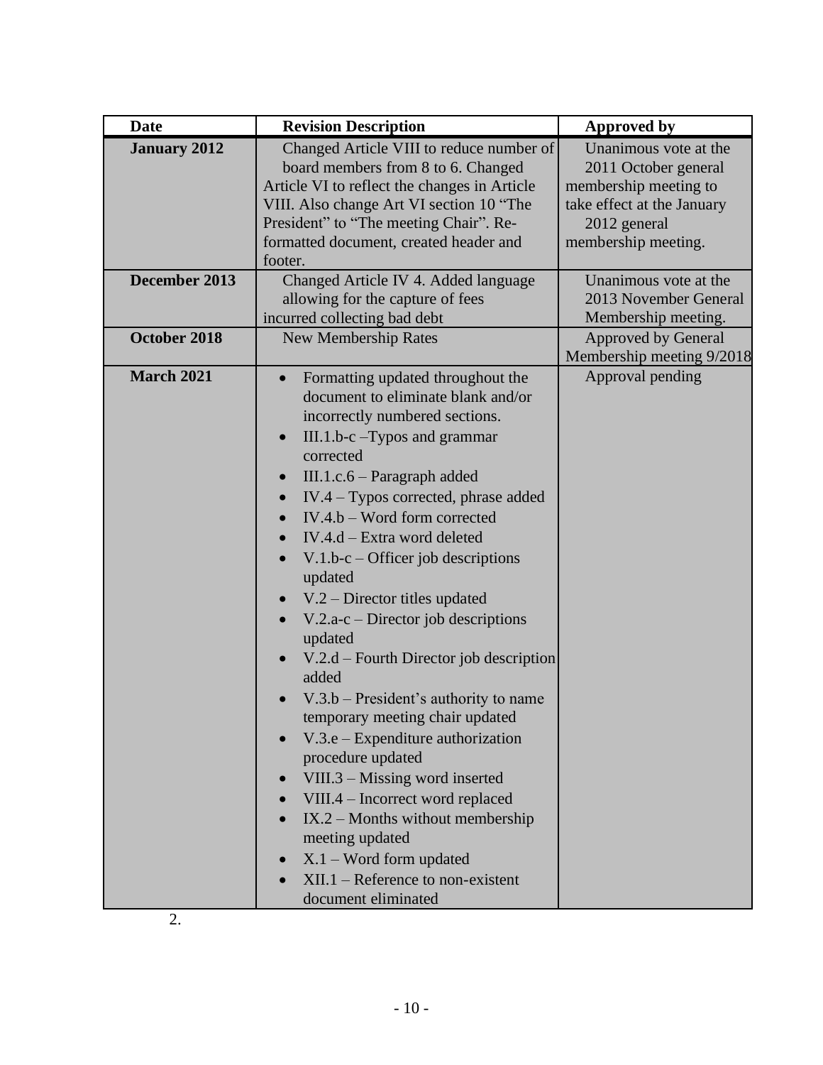| Date | Revision Description | Approved by |
| --- | --- | --- |
| **January 2012** | Changed Article VIII to reduce number of board members from 8 to 6. Changed Article VI to reflect the changes in Article VIII. Also change Art VI section 10 "The President" to "The meeting Chair". Re-formatted document, created header and footer. | Unanimous vote at the 2011 October general membership meeting to take effect at the January 2012 general membership meeting. |
| **December 2013** | Changed Article IV 4. Added language allowing for the capture of fees incurred collecting bad debt | Unanimous vote at the 2013 November General Membership meeting. |
| **October 2018** | New Membership Rates | Approved by General Membership meeting 9/2018 |
| **March 2021** | • Formatting updated throughout the document to eliminate blank and/or incorrectly numbered sections.<br>• III.1.b-c –Typos and grammar corrected<br>• III.1.c.6 – Paragraph added<br>• IV.4 – Typos corrected, phrase added<br>• IV.4.b – Word form corrected<br>• IV.4.d – Extra word deleted<br>• V.1.b-c – Officer job descriptions updated<br>• V.2 – Director titles updated<br>• V.2.a-c – Director job descriptions updated<br>• V.2.d – Fourth Director job description added<br>• V.3.b – President's authority to name temporary meeting chair updated<br>• V.3.e – Expenditure authorization procedure updated<br>• VIII.3 – Missing word inserted<br>• VIII.4 – Incorrect word replaced<br>• IX.2 – Months without membership meeting updated<br>• X.1 – Word form updated<br>• XII.1 – Reference to non-existent document eliminated | Approval pending |

2.